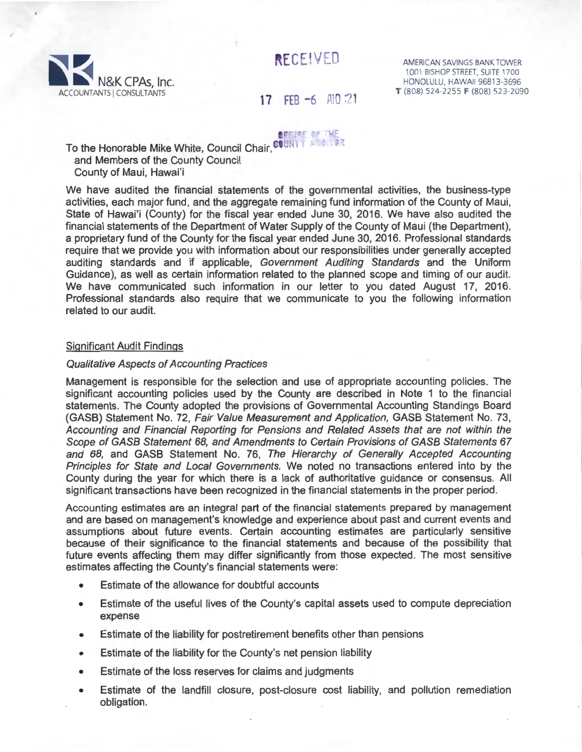N&K CPAs, Inc.
ACCOUNTANTS | CONSULTANTS

RECEIVED

17 FEB -6 A10:21

OFFICE OF THE COUNTY AUDITOR

AMERICAN SAVINGS BANK TOWER
1001 BISHOP STREET, SUITE 1700
HONOLULU, HAWAII 96813-3696
T (808) 524-2255 F (808) 523-2090

To the Honorable Mike White, Council Chair,
and Members of the County Council
County of Maui, Hawai'i

We have audited the financial statements of the governmental activities, the business-type activities, each major fund, and the aggregate remaining fund information of the County of Maui, State of Hawai'i (County) for the fiscal year ended June 30, 2016. We have also audited the financial statements of the Department of Water Supply of the County of Maui (the Department), a proprietary fund of the County for the fiscal year ended June 30, 2016. Professional standards require that we provide you with information about our responsibilities under generally accepted auditing standards and if applicable, *Government Auditing Standards* and the Uniform Guidance), as well as certain information related to the planned scope and timing of our audit. We have communicated such information in our letter to you dated August 17, 2016. Professional standards also require that we communicate to you the following information related to our audit.

## Significant Audit Findings

### *Qualitative Aspects of Accounting Practices*

Management is responsible for the selection and use of appropriate accounting policies. The significant accounting policies used by the County are described in Note 1 to the financial statements. The County adopted the provisions of Governmental Accounting Standings Board (GASB) Statement No. 72, *Fair Value Measurement and Application*, GASB Statement No. 73, *Accounting and Financial Reporting for Pensions and Related Assets that are not within the Scope of GASB Statement 68, and Amendments to Certain Provisions of GASB Statements 67 and 68*, and GASB Statement No. 76, *The Hierarchy of Generally Accepted Accounting Principles for State and Local Governments*. We noted no transactions entered into by the County during the year for which there is a lack of authoritative guidance or consensus. All significant transactions have been recognized in the financial statements in the proper period.

Accounting estimates are an integral part of the financial statements prepared by management and are based on management's knowledge and experience about past and current events and assumptions about future events. Certain accounting estimates are particularly sensitive because of their significance to the financial statements and because of the possibility that future events affecting them may differ significantly from those expected. The most sensitive estimates affecting the County's financial statements were:

- Estimate of the allowance for doubtful accounts
- Estimate of the useful lives of the County's capital assets used to compute depreciation expense
- Estimate of the liability for postretirement benefits other than pensions
- Estimate of the liability for the County's net pension liability
- Estimate of the loss reserves for claims and judgments
- Estimate of the landfill closure, post-closure cost liability, and pollution remediation obligation.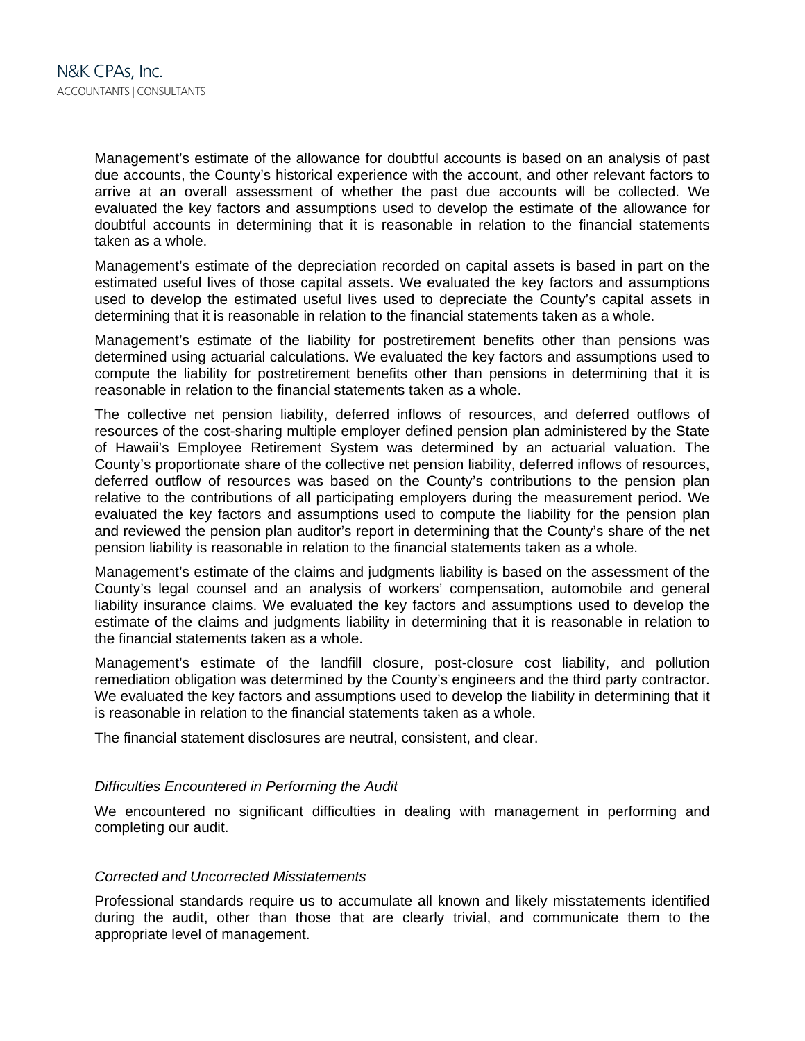Management's estimate of the allowance for doubtful accounts is based on an analysis of past due accounts, the County's historical experience with the account, and other relevant factors to arrive at an overall assessment of whether the past due accounts will be collected. We evaluated the key factors and assumptions used to develop the estimate of the allowance for doubtful accounts in determining that it is reasonable in relation to the financial statements taken as a whole.

Management's estimate of the depreciation recorded on capital assets is based in part on the estimated useful lives of those capital assets. We evaluated the key factors and assumptions used to develop the estimated useful lives used to depreciate the County's capital assets in determining that it is reasonable in relation to the financial statements taken as a whole.

Management's estimate of the liability for postretirement benefits other than pensions was determined using actuarial calculations. We evaluated the key factors and assumptions used to compute the liability for postretirement benefits other than pensions in determining that it is reasonable in relation to the financial statements taken as a whole.

The collective net pension liability, deferred inflows of resources, and deferred outflows of resources of the cost-sharing multiple employer defined pension plan administered by the State of Hawaii's Employee Retirement System was determined by an actuarial valuation. The County's proportionate share of the collective net pension liability, deferred inflows of resources, deferred outflow of resources was based on the County's contributions to the pension plan relative to the contributions of all participating employers during the measurement period. We evaluated the key factors and assumptions used to compute the liability for the pension plan and reviewed the pension plan auditor's report in determining that the County's share of the net pension liability is reasonable in relation to the financial statements taken as a whole.

Management's estimate of the claims and judgments liability is based on the assessment of the County's legal counsel and an analysis of workers' compensation, automobile and general liability insurance claims. We evaluated the key factors and assumptions used to develop the estimate of the claims and judgments liability in determining that it is reasonable in relation to the financial statements taken as a whole.

Management's estimate of the landfill closure, post-closure cost liability, and pollution remediation obligation was determined by the County's engineers and the third party contractor. We evaluated the key factors and assumptions used to develop the liability in determining that it is reasonable in relation to the financial statements taken as a whole.

The financial statement disclosures are neutral, consistent, and clear.

*Difficulties Encountered in Performing the Audit*

We encountered no significant difficulties in dealing with management in performing and completing our audit.

*Corrected and Uncorrected Misstatements*

Professional standards require us to accumulate all known and likely misstatements identified during the audit, other than those that are clearly trivial, and communicate them to the appropriate level of management.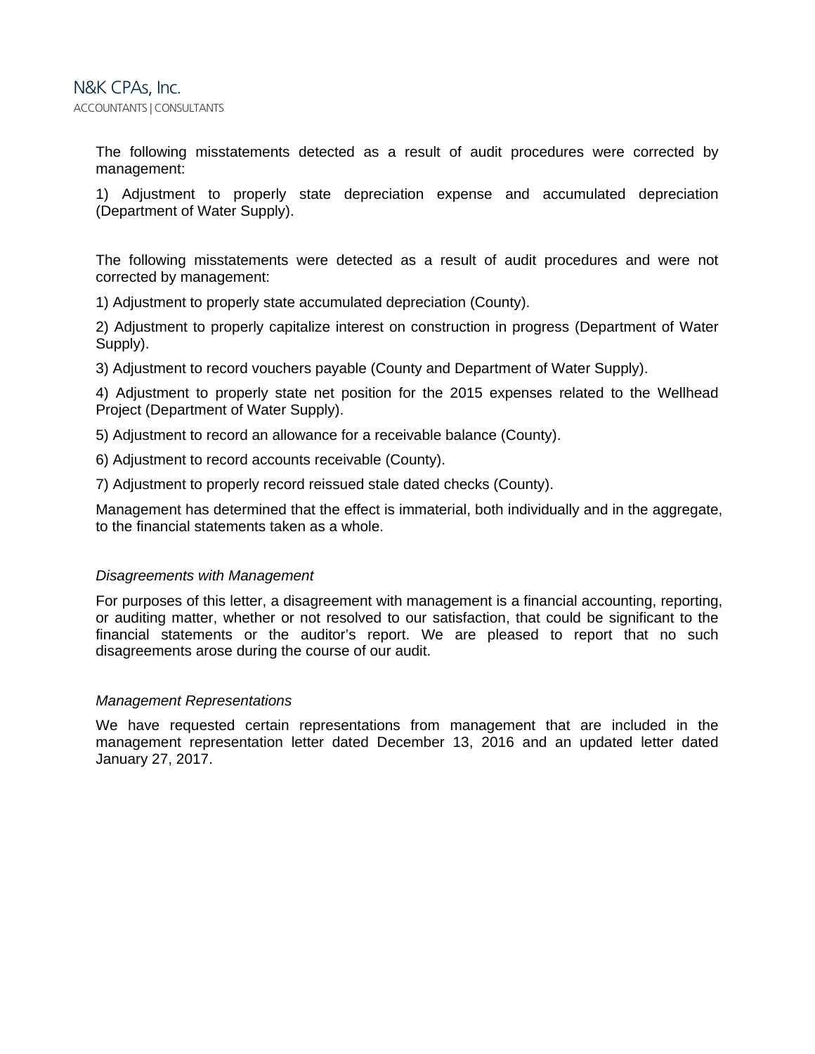The following misstatements detected as a result of audit procedures were corrected by management:

1) Adjustment to properly state depreciation expense and accumulated depreciation (Department of Water Supply).

The following misstatements were detected as a result of audit procedures and were not corrected by management:

1) Adjustment to properly state accumulated depreciation (County).

2) Adjustment to properly capitalize interest on construction in progress (Department of Water Supply).

3) Adjustment to record vouchers payable (County and Department of Water Supply).

4) Adjustment to properly state net position for the 2015 expenses related to the Wellhead Project (Department of Water Supply).

5) Adjustment to record an allowance for a receivable balance (County).

6) Adjustment to record accounts receivable (County).

7) Adjustment to properly record reissued stale dated checks (County).

Management has determined that the effect is immaterial, both individually and in the aggregate, to the financial statements taken as a whole.

*Disagreements with Management*

For purposes of this letter, a disagreement with management is a financial accounting, reporting, or auditing matter, whether or not resolved to our satisfaction, that could be significant to the financial statements or the auditor's report. We are pleased to report that no such disagreements arose during the course of our audit.

*Management Representations*

We have requested certain representations from management that are included in the management representation letter dated December 13, 2016 and an updated letter dated January 27, 2017.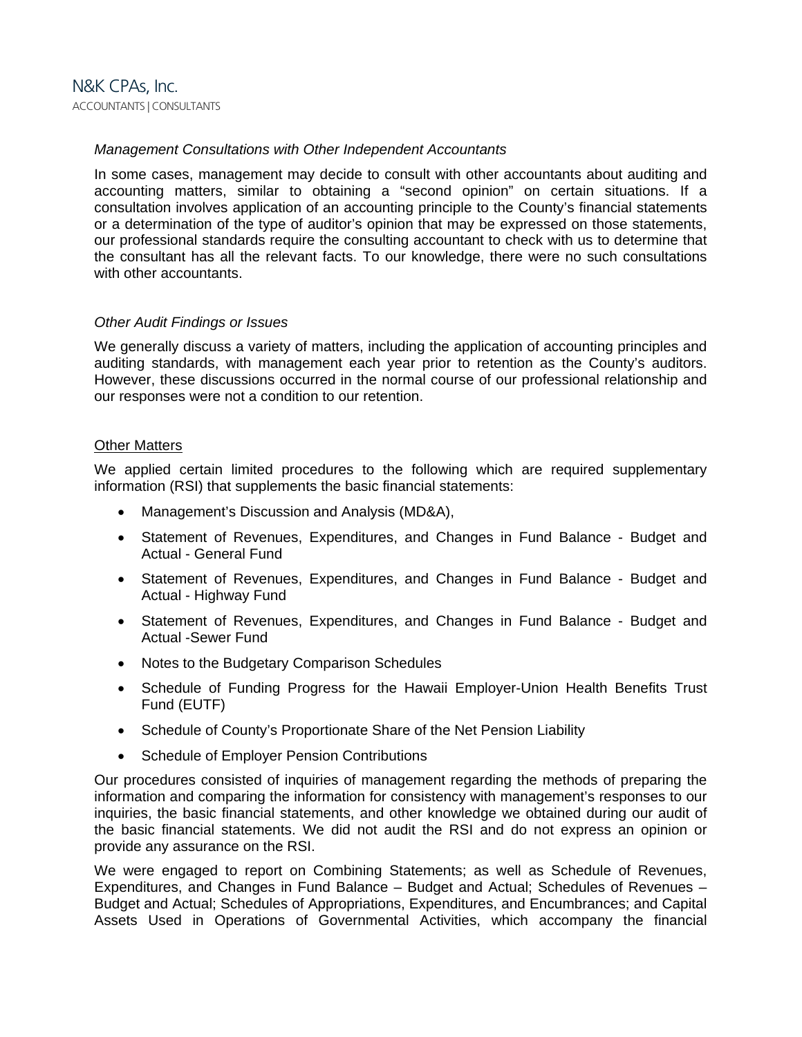*Management Consultations with Other Independent Accountants*

In some cases, management may decide to consult with other accountants about auditing and accounting matters, similar to obtaining a "second opinion" on certain situations. If a consultation involves application of an accounting principle to the County's financial statements or a determination of the type of auditor's opinion that may be expressed on those statements, our professional standards require the consulting accountant to check with us to determine that the consultant has all the relevant facts. To our knowledge, there were no such consultations with other accountants.

*Other Audit Findings or Issues*

We generally discuss a variety of matters, including the application of accounting principles and auditing standards, with management each year prior to retention as the County's auditors. However, these discussions occurred in the normal course of our professional relationship and our responses were not a condition to our retention.

Other Matters

We applied certain limited procedures to the following which are required supplementary information (RSI) that supplements the basic financial statements:

- Management's Discussion and Analysis (MD&A),
- Statement of Revenues, Expenditures, and Changes in Fund Balance - Budget and Actual - General Fund
- Statement of Revenues, Expenditures, and Changes in Fund Balance - Budget and Actual - Highway Fund
- Statement of Revenues, Expenditures, and Changes in Fund Balance - Budget and Actual -Sewer Fund
- Notes to the Budgetary Comparison Schedules
- Schedule of Funding Progress for the Hawaii Employer-Union Health Benefits Trust Fund (EUTF)
- Schedule of County's Proportionate Share of the Net Pension Liability
- Schedule of Employer Pension Contributions

Our procedures consisted of inquiries of management regarding the methods of preparing the information and comparing the information for consistency with management's responses to our inquiries, the basic financial statements, and other knowledge we obtained during our audit of the basic financial statements. We did not audit the RSI and do not express an opinion or provide any assurance on the RSI.

We were engaged to report on Combining Statements; as well as Schedule of Revenues, Expenditures, and Changes in Fund Balance – Budget and Actual; Schedules of Revenues – Budget and Actual; Schedules of Appropriations, Expenditures, and Encumbrances; and Capital Assets Used in Operations of Governmental Activities, which accompany the financial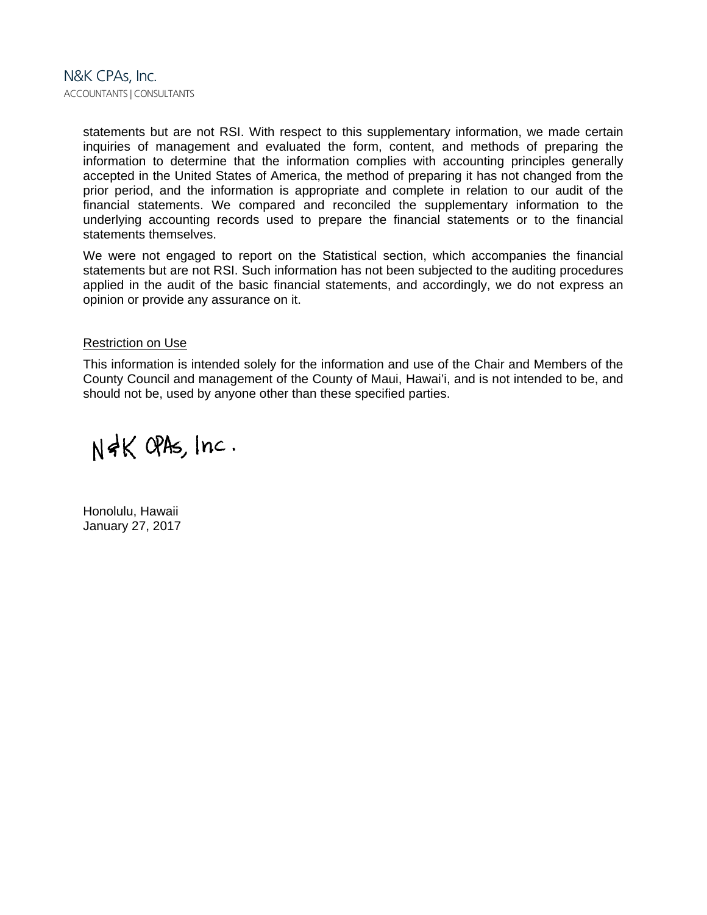statements but are not RSI. With respect to this supplementary information, we made certain inquiries of management and evaluated the form, content, and methods of preparing the information to determine that the information complies with accounting principles generally accepted in the United States of America, the method of preparing it has not changed from the prior period, and the information is appropriate and complete in relation to our audit of the financial statements. We compared and reconciled the supplementary information to the underlying accounting records used to prepare the financial statements or to the financial statements themselves.

We were not engaged to report on the Statistical section, which accompanies the financial statements but are not RSI. Such information has not been subjected to the auditing procedures applied in the audit of the basic financial statements, and accordingly, we do not express an opinion or provide any assurance on it.

Restriction on Use

This information is intended solely for the information and use of the Chair and Members of the County Council and management of the County of Maui, Hawai'i, and is not intended to be, and should not be, used by anyone other than these specified parties.

N&K CPAs, Inc.

Honolulu, Hawaii
January 27, 2017